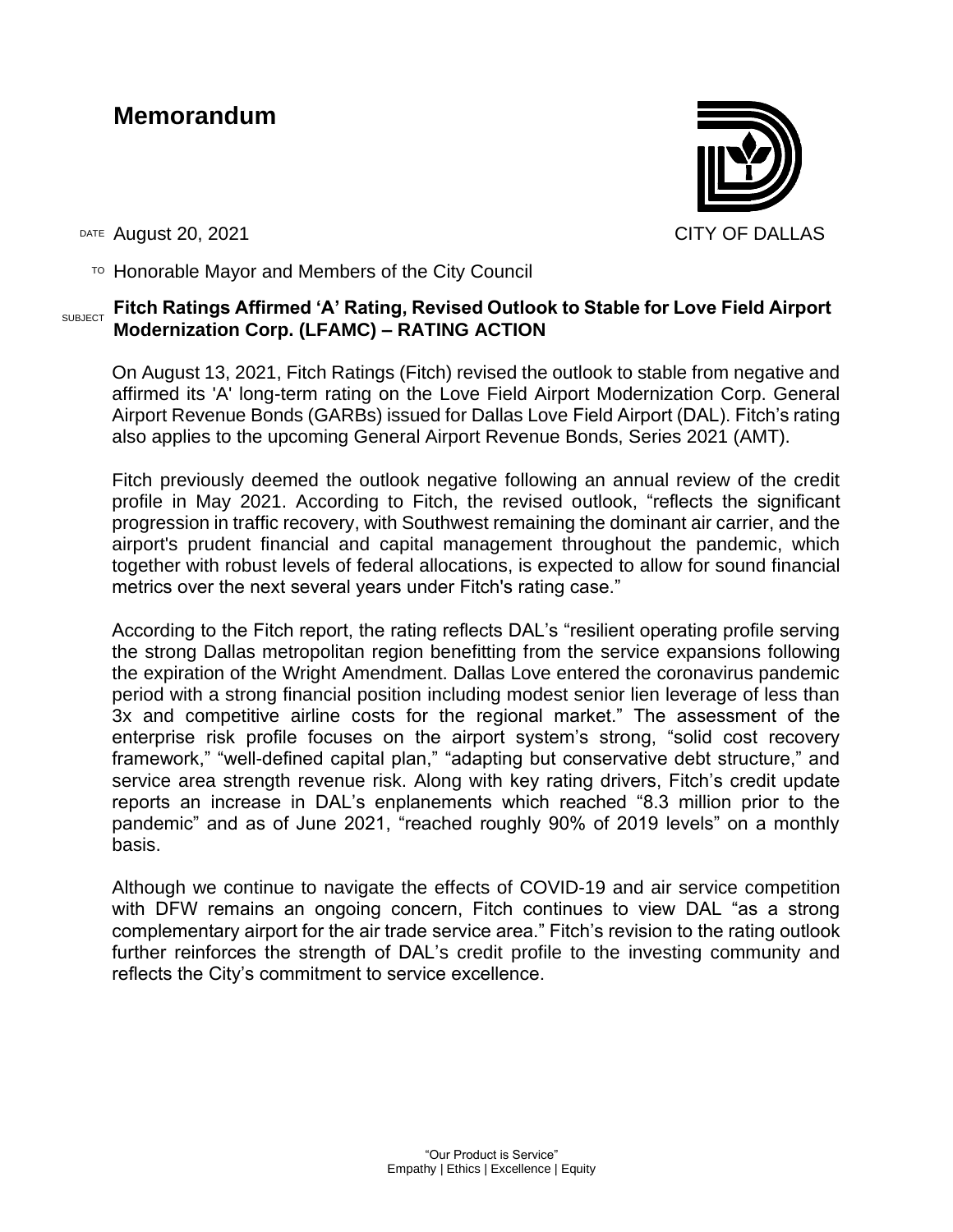# Memorandum

CITY OF DALLAS

DATE August 20, 2021

TO Honorable Mayor and Members of the City Council

SUBJECT **Fitch Ratings Affirmed 'A' Rating, Revised Outlook to Stable for Love Field Airport Modernization Corp. (LFAMC) – RATING ACTION**

On August 13, 2021, Fitch Ratings (Fitch) revised the outlook to stable from negative and affirmed its 'A' long-term rating on the Love Field Airport Modernization Corp. General Airport Revenue Bonds (GARBs) issued for Dallas Love Field Airport (DAL). Fitch's rating also applies to the upcoming General Airport Revenue Bonds, Series 2021 (AMT).

Fitch previously deemed the outlook negative following an annual review of the credit profile in May 2021. According to Fitch, the revised outlook, "reflects the significant progression in traffic recovery, with Southwest remaining the dominant air carrier, and the airport's prudent financial and capital management throughout the pandemic, which together with robust levels of federal allocations, is expected to allow for sound financial metrics over the next several years under Fitch's rating case."

According to the Fitch report, the rating reflects DAL's "resilient operating profile serving the strong Dallas metropolitan region benefitting from the service expansions following the expiration of the Wright Amendment. Dallas Love entered the coronavirus pandemic period with a strong financial position including modest senior lien leverage of less than 3x and competitive airline costs for the regional market." The assessment of the enterprise risk profile focuses on the airport system's strong, "solid cost recovery framework," "well-defined capital plan," "adapting but conservative debt structure," and service area strength revenue risk. Along with key rating drivers, Fitch's credit update reports an increase in DAL's enplanements which reached "8.3 million prior to the pandemic" and as of June 2021, "reached roughly 90% of 2019 levels" on a monthly basis.

Although we continue to navigate the effects of COVID-19 and air service competition with DFW remains an ongoing concern, Fitch continues to view DAL "as a strong complementary airport for the air trade service area." Fitch's revision to the rating outlook further reinforces the strength of DAL's credit profile to the investing community and reflects the City's commitment to service excellence.

"Our Product is Service"
Empathy | Ethics | Excellence | Equity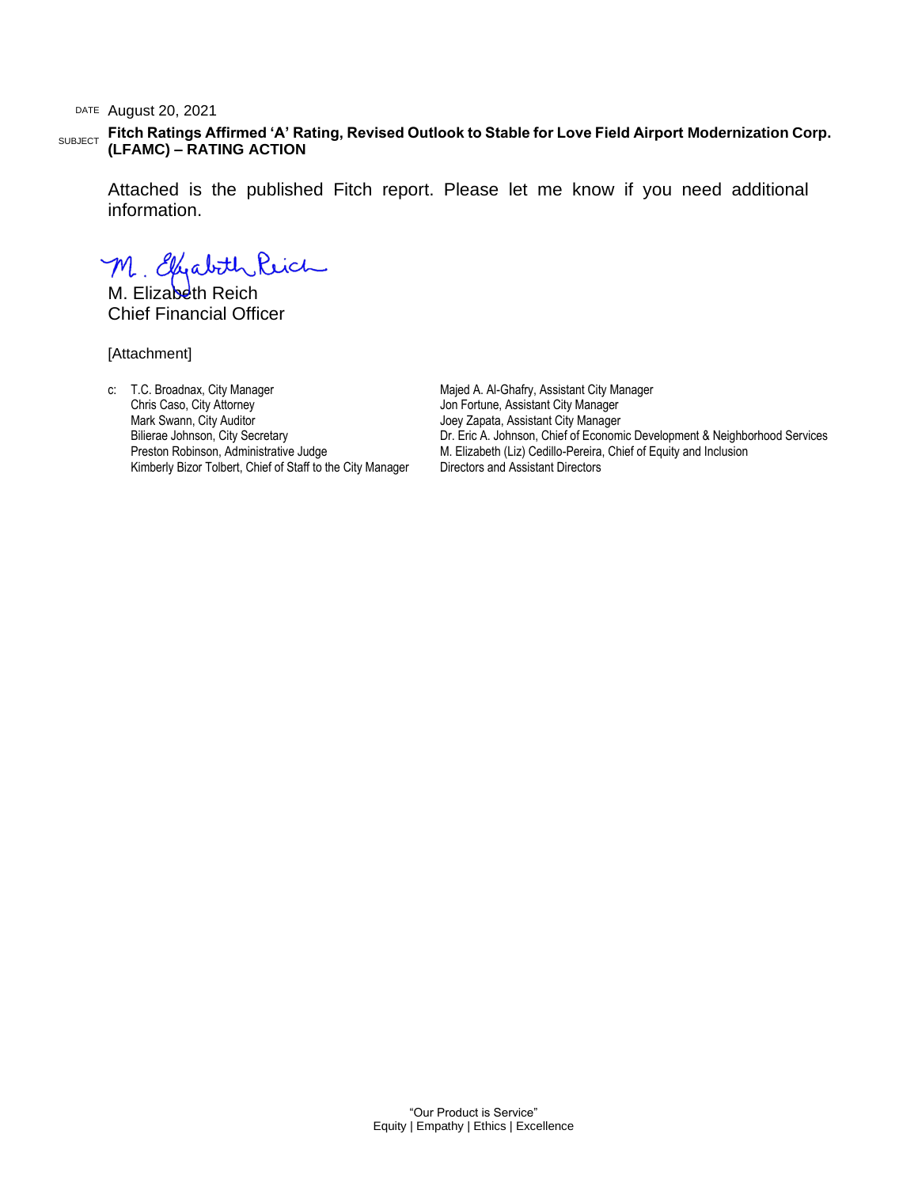DATE August 20, 2021

SUBJECT **Fitch Ratings Affirmed ‘A’ Rating, Revised Outlook to Stable for Love Field Airport Modernization Corp. (LFAMC) – RATING ACTION**

Attached is the published Fitch report. Please let me know if you need additional information.

M. Elizabeth Reich
Chief Financial Officer

[Attachment]

c: T.C. Broadnax, City Manager
Chris Caso, City Attorney
Mark Swann, City Auditor
Bilierae Johnson, City Secretary
Preston Robinson, Administrative Judge
Kimberly Bizor Tolbert, Chief of Staff to the City Manager
Majed A. Al-Ghafry, Assistant City Manager
Jon Fortune, Assistant City Manager
Joey Zapata, Assistant City Manager
Dr. Eric A. Johnson, Chief of Economic Development & Neighborhood Services
M. Elizabeth (Liz) Cedillo-Pereira, Chief of Equity and Inclusion
Directors and Assistant Directors

“Our Product is Service”
Equity | Empathy | Ethics | Excellence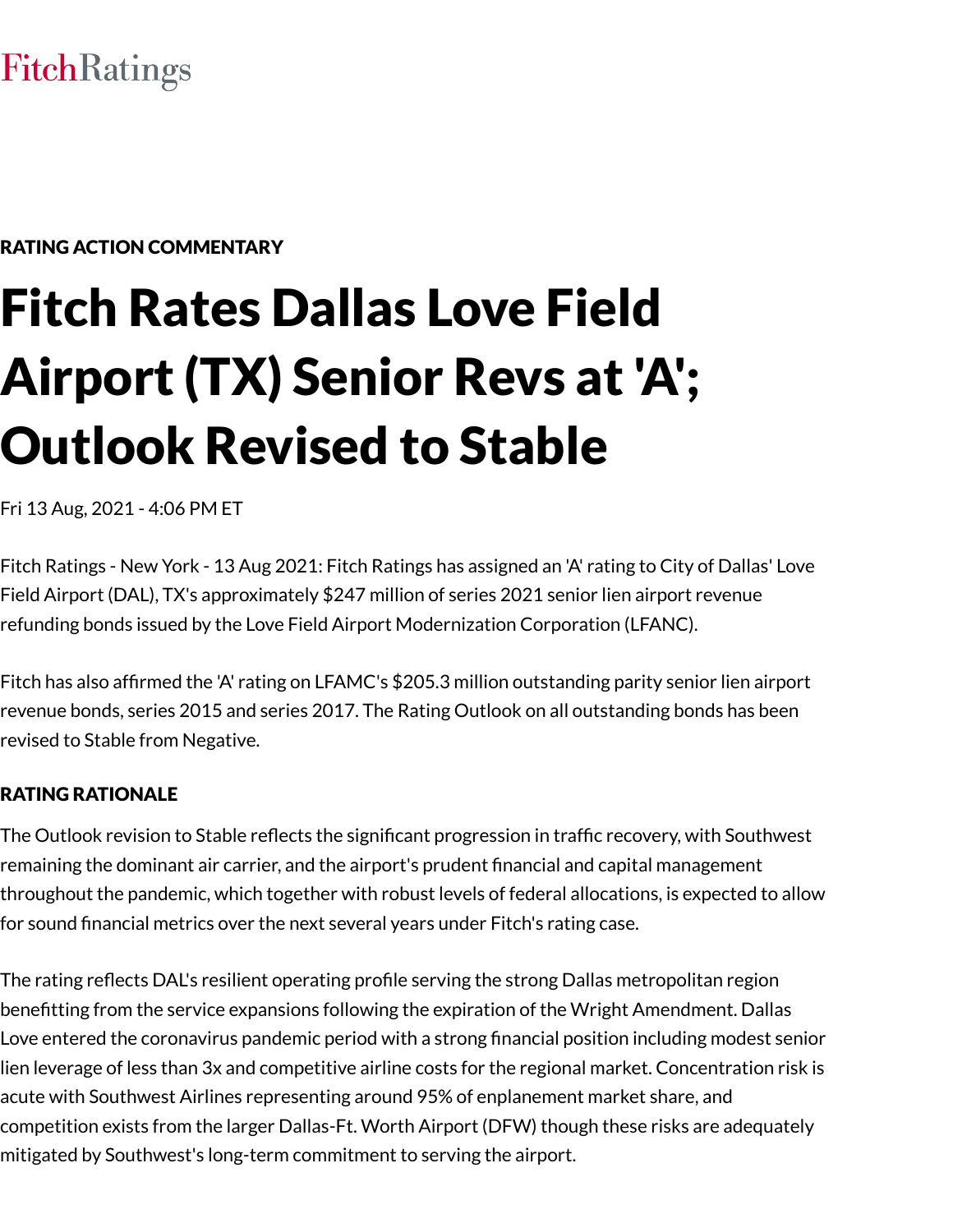FitchRatings

RATING ACTION COMMENTARY

# Fitch Rates Dallas Love Field Airport (TX) Senior Revs at 'A'; Outlook Revised to Stable

Fri 13 Aug, 2021 - 4:06 PM ET

Fitch Ratings - New York - 13 Aug 2021: Fitch Ratings has assigned an 'A' rating to City of Dallas' Love Field Airport (DAL), TX's approximately $247 million of series 2021 senior lien airport revenue refunding bonds issued by the Love Field Airport Modernization Corporation (LFANC).

Fitch has also affirmed the 'A' rating on LFAMC's $205.3 million outstanding parity senior lien airport revenue bonds, series 2015 and series 2017. The Rating Outlook on all outstanding bonds has been revised to Stable from Negative.

## RATING RATIONALE

The Outlook revision to Stable reflects the significant progression in traffic recovery, with Southwest remaining the dominant air carrier, and the airport's prudent financial and capital management throughout the pandemic, which together with robust levels of federal allocations, is expected to allow for sound financial metrics over the next several years under Fitch's rating case.

The rating reflects DAL's resilient operating profile serving the strong Dallas metropolitan region benefitting from the service expansions following the expiration of the Wright Amendment. Dallas Love entered the coronavirus pandemic period with a strong financial position including modest senior lien leverage of less than 3x and competitive airline costs for the regional market. Concentration risk is acute with Southwest Airlines representing around 95% of enplanement market share, and competition exists from the larger Dallas-Ft. Worth Airport (DFW) though these risks are adequately mitigated by Southwest's long-term commitment to serving the airport.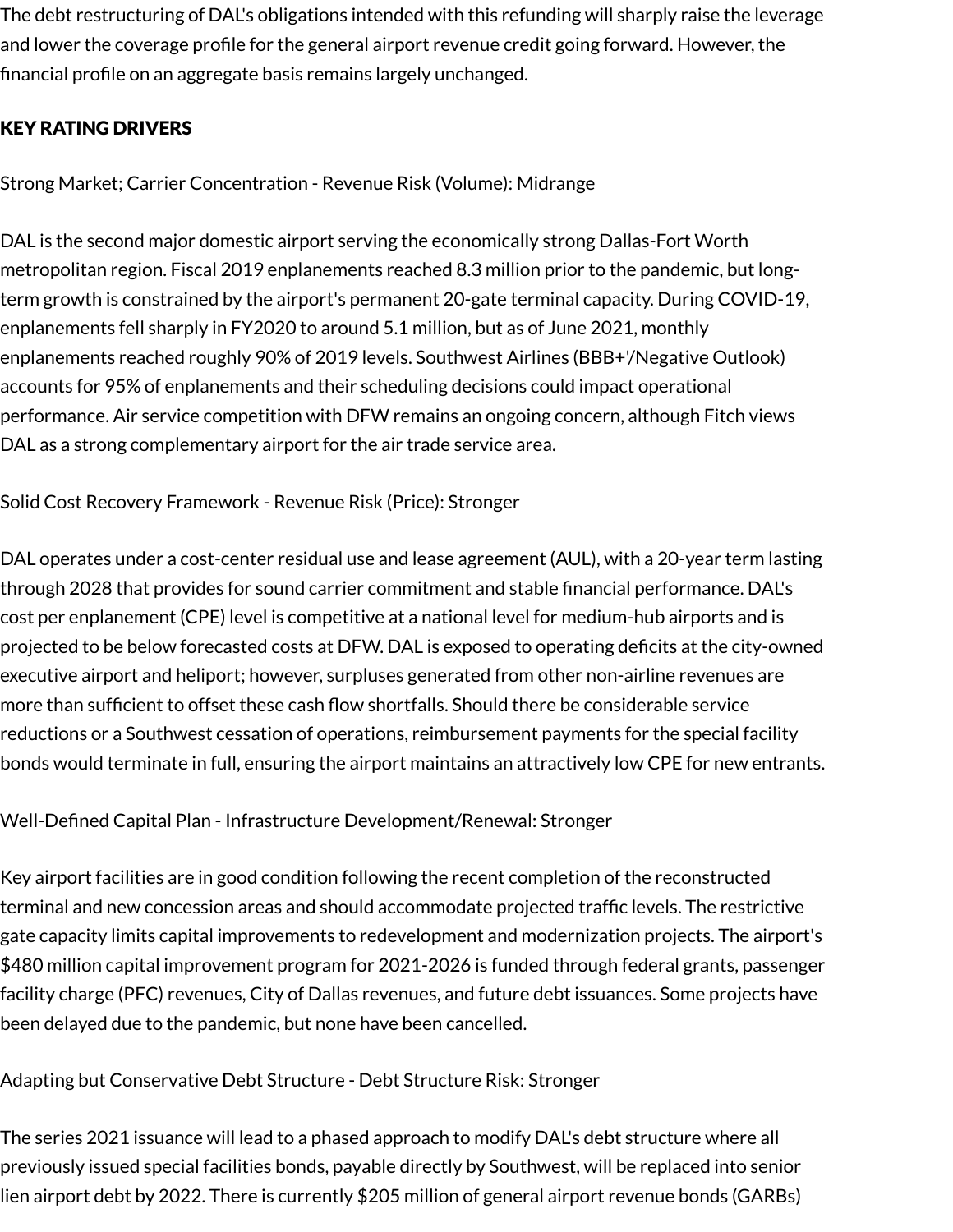The debt restructuring of DAL's obligations intended with this refunding will sharply raise the leverage and lower the coverage profile for the general airport revenue credit going forward. However, the financial profile on an aggregate basis remains largely unchanged.

**KEY RATING DRIVERS**

Strong Market; Carrier Concentration - Revenue Risk (Volume): Midrange

DAL is the second major domestic airport serving the economically strong Dallas-Fort Worth metropolitan region. Fiscal 2019 enplanements reached 8.3 million prior to the pandemic, but long-term growth is constrained by the airport's permanent 20-gate terminal capacity. During COVID-19, enplanements fell sharply in FY2020 to around 5.1 million, but as of June 2021, monthly enplanements reached roughly 90% of 2019 levels. Southwest Airlines (BBB+'/Negative Outlook) accounts for 95% of enplanements and their scheduling decisions could impact operational performance. Air service competition with DFW remains an ongoing concern, although Fitch views DAL as a strong complementary airport for the air trade service area.

Solid Cost Recovery Framework - Revenue Risk (Price): Stronger

DAL operates under a cost-center residual use and lease agreement (AUL), with a 20-year term lasting through 2028 that provides for sound carrier commitment and stable financial performance. DAL's cost per enplanement (CPE) level is competitive at a national level for medium-hub airports and is projected to be below forecasted costs at DFW. DAL is exposed to operating deficits at the city-owned executive airport and heliport; however, surpluses generated from other non-airline revenues are more than sufficient to offset these cash flow shortfalls. Should there be considerable service reductions or a Southwest cessation of operations, reimbursement payments for the special facility bonds would terminate in full, ensuring the airport maintains an attractively low CPE for new entrants.

Well-Defined Capital Plan - Infrastructure Development/Renewal: Stronger

Key airport facilities are in good condition following the recent completion of the reconstructed terminal and new concession areas and should accommodate projected traffic levels. The restrictive gate capacity limits capital improvements to redevelopment and modernization projects. The airport's $480 million capital improvement program for 2021-2026 is funded through federal grants, passenger facility charge (PFC) revenues, City of Dallas revenues, and future debt issuances. Some projects have been delayed due to the pandemic, but none have been cancelled.

Adapting but Conservative Debt Structure - Debt Structure Risk: Stronger

The series 2021 issuance will lead to a phased approach to modify DAL's debt structure where all previously issued special facilities bonds, payable directly by Southwest, will be replaced into senior lien airport debt by 2022. There is currently $205 million of general airport revenue bonds (GARBs)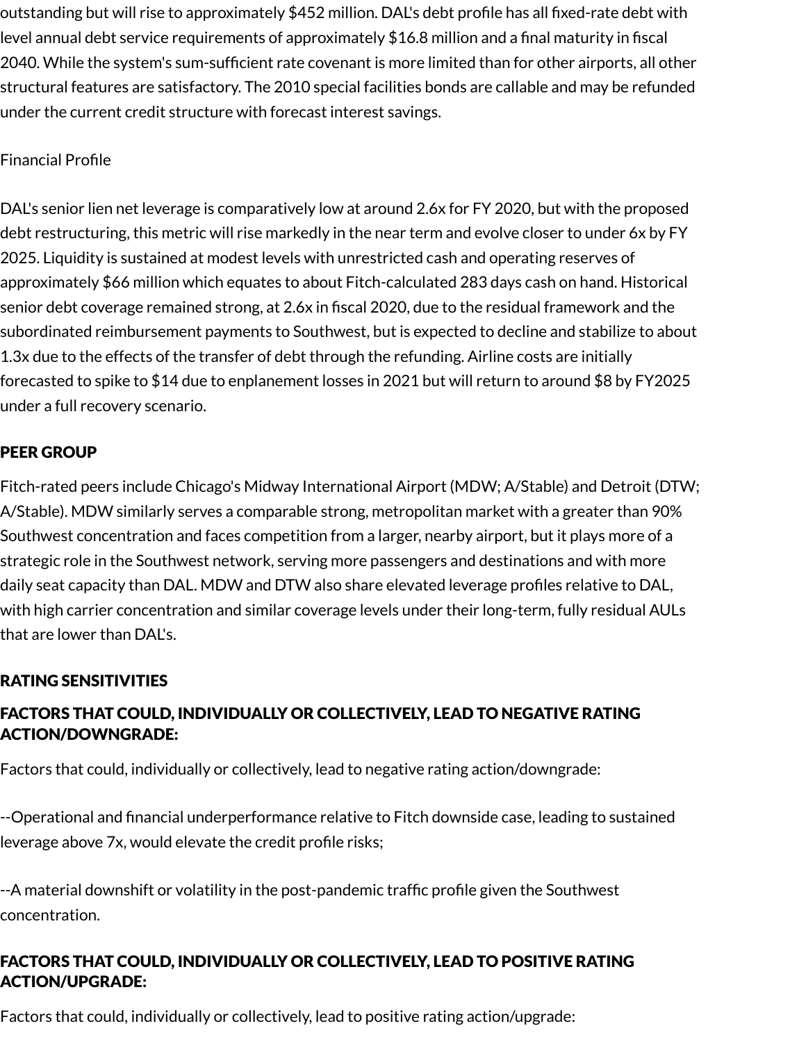outstanding but will rise to approximately $452 million. DAL's debt profile has all fixed-rate debt with level annual debt service requirements of approximately $16.8 million and a final maturity in fiscal 2040. While the system's sum-sufficient rate covenant is more limited than for other airports, all other structural features are satisfactory. The 2010 special facilities bonds are callable and may be refunded under the current credit structure with forecast interest savings.

Financial Profile

DAL's senior lien net leverage is comparatively low at around 2.6x for FY 2020, but with the proposed debt restructuring, this metric will rise markedly in the near term and evolve closer to under 6x by FY 2025. Liquidity is sustained at modest levels with unrestricted cash and operating reserves of approximately $66 million which equates to about Fitch-calculated 283 days cash on hand. Historical senior debt coverage remained strong, at 2.6x in fiscal 2020, due to the residual framework and the subordinated reimbursement payments to Southwest, but is expected to decline and stabilize to about 1.3x due to the effects of the transfer of debt through the refunding. Airline costs are initially forecasted to spike to $14 due to enplanement losses in 2021 but will return to around $8 by FY2025 under a full recovery scenario.

## PEER GROUP

Fitch-rated peers include Chicago's Midway International Airport (MDW; A/Stable) and Detroit (DTW; A/Stable). MDW similarly serves a comparable strong, metropolitan market with a greater than 90% Southwest concentration and faces competition from a larger, nearby airport, but it plays more of a strategic role in the Southwest network, serving more passengers and destinations and with more daily seat capacity than DAL. MDW and DTW also share elevated leverage profiles relative to DAL, with high carrier concentration and similar coverage levels under their long-term, fully residual AULs that are lower than DAL's.

## RATING SENSITIVITIES

### FACTORS THAT COULD, INDIVIDUALLY OR COLLECTIVELY, LEAD TO NEGATIVE RATING ACTION/DOWNGRADE:

Factors that could, individually or collectively, lead to negative rating action/downgrade:

--Operational and financial underperformance relative to Fitch downside case, leading to sustained leverage above 7x, would elevate the credit profile risks;

--A material downshift or volatility in the post-pandemic traffic profile given the Southwest concentration.

### FACTORS THAT COULD, INDIVIDUALLY OR COLLECTIVELY, LEAD TO POSITIVE RATING ACTION/UPGRADE:

Factors that could, individually or collectively, lead to positive rating action/upgrade: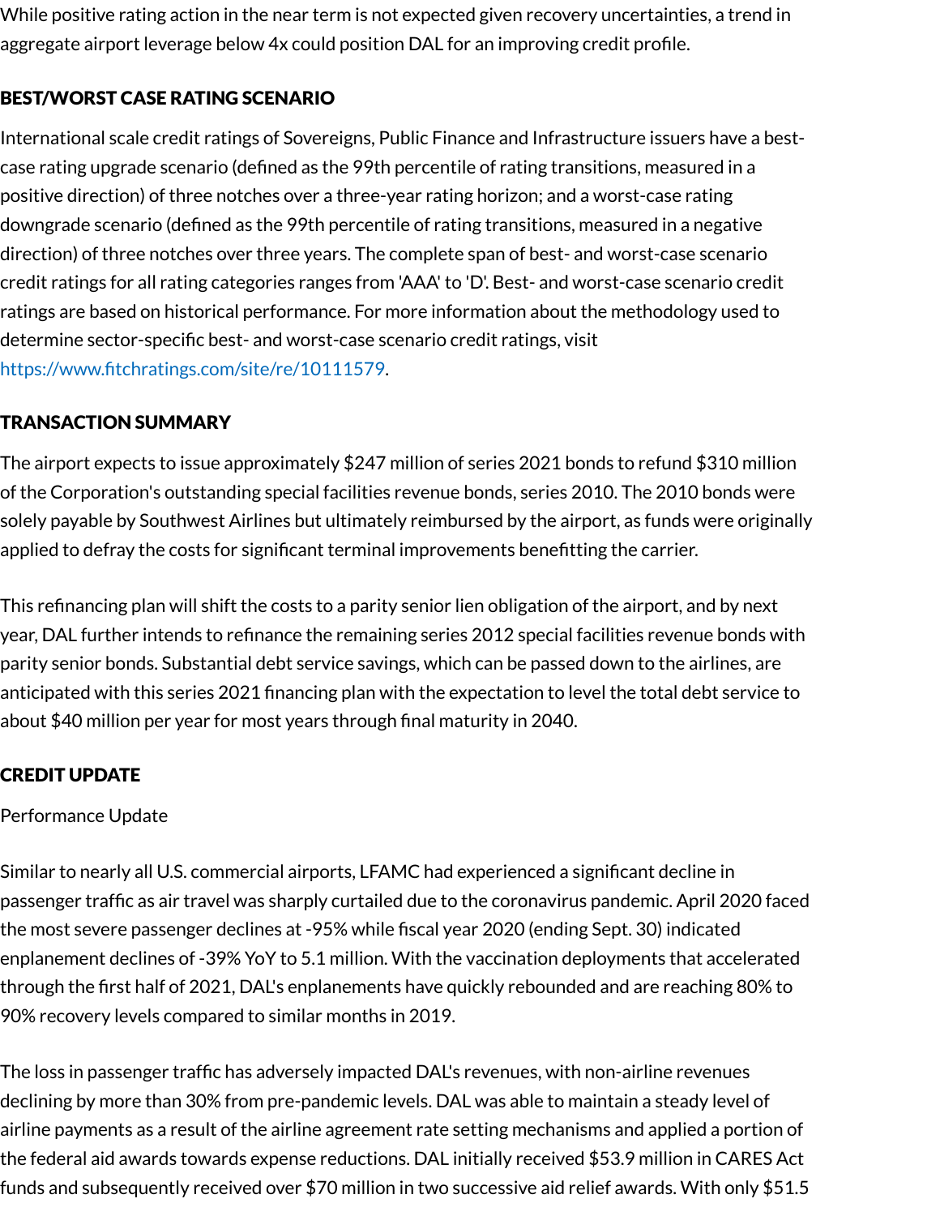While positive rating action in the near term is not expected given recovery uncertainties, a trend in aggregate airport leverage below 4x could position DAL for an improving credit profile.

## BEST/WORST CASE RATING SCENARIO

International scale credit ratings of Sovereigns, Public Finance and Infrastructure issuers have a best-case rating upgrade scenario (defined as the 99th percentile of rating transitions, measured in a positive direction) of three notches over a three-year rating horizon; and a worst-case rating downgrade scenario (defined as the 99th percentile of rating transitions, measured in a negative direction) of three notches over three years. The complete span of best- and worst-case scenario credit ratings for all rating categories ranges from 'AAA' to 'D'. Best- and worst-case scenario credit ratings are based on historical performance. For more information about the methodology used to determine sector-specific best- and worst-case scenario credit ratings, visit https://www.fitchratings.com/site/re/10111579.

## TRANSACTION SUMMARY

The airport expects to issue approximately $247 million of series 2021 bonds to refund $310 million of the Corporation's outstanding special facilities revenue bonds, series 2010. The 2010 bonds were solely payable by Southwest Airlines but ultimately reimbursed by the airport, as funds were originally applied to defray the costs for significant terminal improvements benefitting the carrier.

This refinancing plan will shift the costs to a parity senior lien obligation of the airport, and by next year, DAL further intends to refinance the remaining series 2012 special facilities revenue bonds with parity senior bonds. Substantial debt service savings, which can be passed down to the airlines, are anticipated with this series 2021 financing plan with the expectation to level the total debt service to about $40 million per year for most years through final maturity in 2040.

## CREDIT UPDATE

Performance Update

Similar to nearly all U.S. commercial airports, LFAMC had experienced a significant decline in passenger traffic as air travel was sharply curtailed due to the coronavirus pandemic. April 2020 faced the most severe passenger declines at -95% while fiscal year 2020 (ending Sept. 30) indicated enplanement declines of -39% YoY to 5.1 million. With the vaccination deployments that accelerated through the first half of 2021, DAL's enplanements have quickly rebounded and are reaching 80% to 90% recovery levels compared to similar months in 2019.

The loss in passenger traffic has adversely impacted DAL's revenues, with non-airline revenues declining by more than 30% from pre-pandemic levels. DAL was able to maintain a steady level of airline payments as a result of the airline agreement rate setting mechanisms and applied a portion of the federal aid awards towards expense reductions. DAL initially received $53.9 million in CARES Act funds and subsequently received over $70 million in two successive aid relief awards. With only $51.5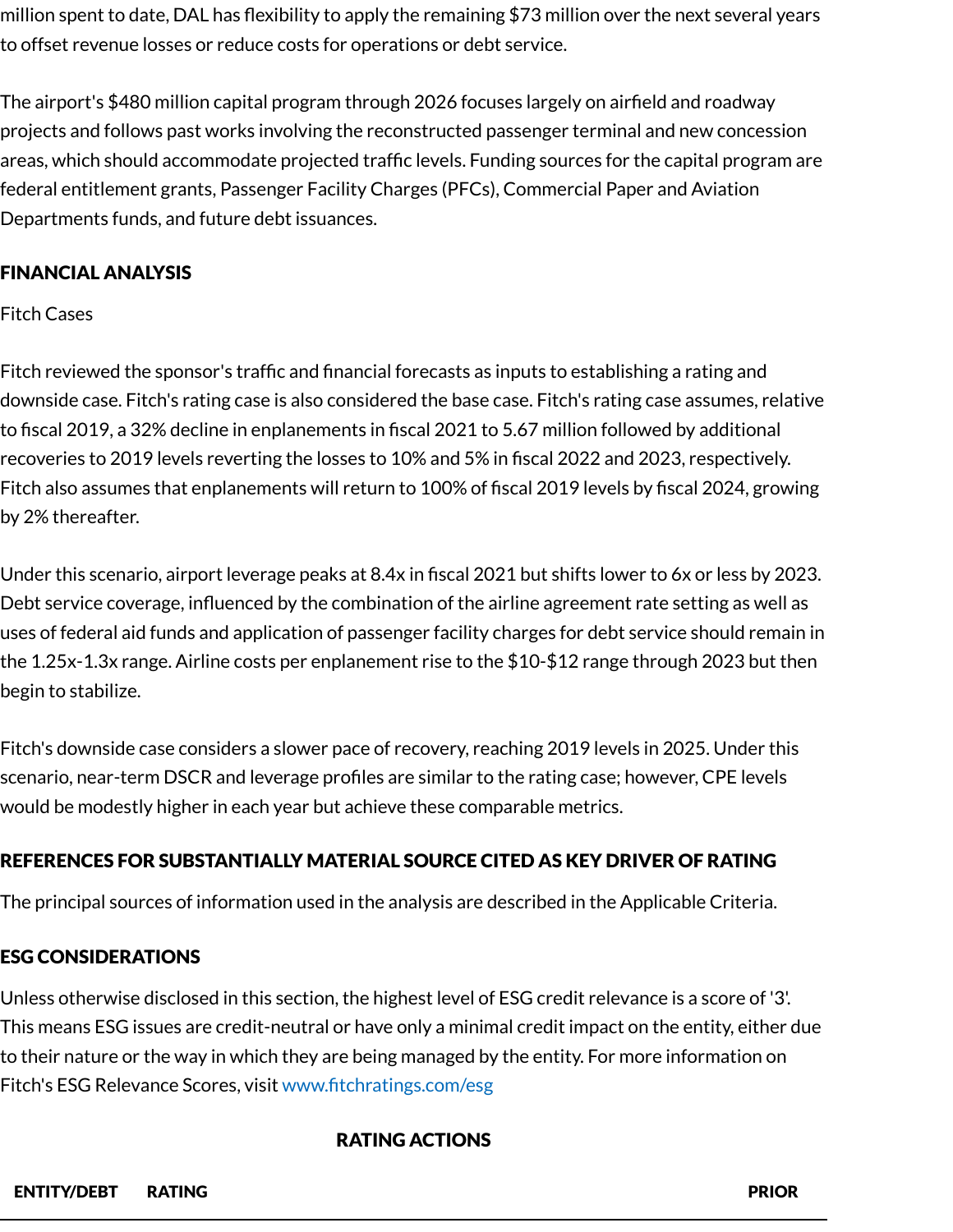million spent to date, DAL has flexibility to apply the remaining $73 million over the next several years to offset revenue losses or reduce costs for operations or debt service.

The airport's $480 million capital program through 2026 focuses largely on airfield and roadway projects and follows past works involving the reconstructed passenger terminal and new concession areas, which should accommodate projected traffic levels. Funding sources for the capital program are federal entitlement grants, Passenger Facility Charges (PFCs), Commercial Paper and Aviation Departments funds, and future debt issuances.

## FINANCIAL ANALYSIS

Fitch Cases

Fitch reviewed the sponsor's traffic and financial forecasts as inputs to establishing a rating and downside case. Fitch's rating case is also considered the base case. Fitch's rating case assumes, relative to fiscal 2019, a 32% decline in enplanements in fiscal 2021 to 5.67 million followed by additional recoveries to 2019 levels reverting the losses to 10% and 5% in fiscal 2022 and 2023, respectively. Fitch also assumes that enplanements will return to 100% of fiscal 2019 levels by fiscal 2024, growing by 2% thereafter.

Under this scenario, airport leverage peaks at 8.4x in fiscal 2021 but shifts lower to 6x or less by 2023. Debt service coverage, influenced by the combination of the airline agreement rate setting as well as uses of federal aid funds and application of passenger facility charges for debt service should remain in the 1.25x-1.3x range. Airline costs per enplanement rise to the $10-$12 range through 2023 but then begin to stabilize.

Fitch's downside case considers a slower pace of recovery, reaching 2019 levels in 2025. Under this scenario, near-term DSCR and leverage profiles are similar to the rating case; however, CPE levels would be modestly higher in each year but achieve these comparable metrics.

## REFERENCES FOR SUBSTANTIALLY MATERIAL SOURCE CITED AS KEY DRIVER OF RATING

The principal sources of information used in the analysis are described in the Applicable Criteria.

## ESG CONSIDERATIONS

Unless otherwise disclosed in this section, the highest level of ESG credit relevance is a score of '3'. This means ESG issues are credit-neutral or have only a minimal credit impact on the entity, either due to their nature or the way in which they are being managed by the entity. For more information on Fitch's ESG Relevance Scores, visit www.fitchratings.com/esg

## RATING ACTIONS

| ENTITY/DEBT | RATING | PRIOR |
| --- | --- | --- |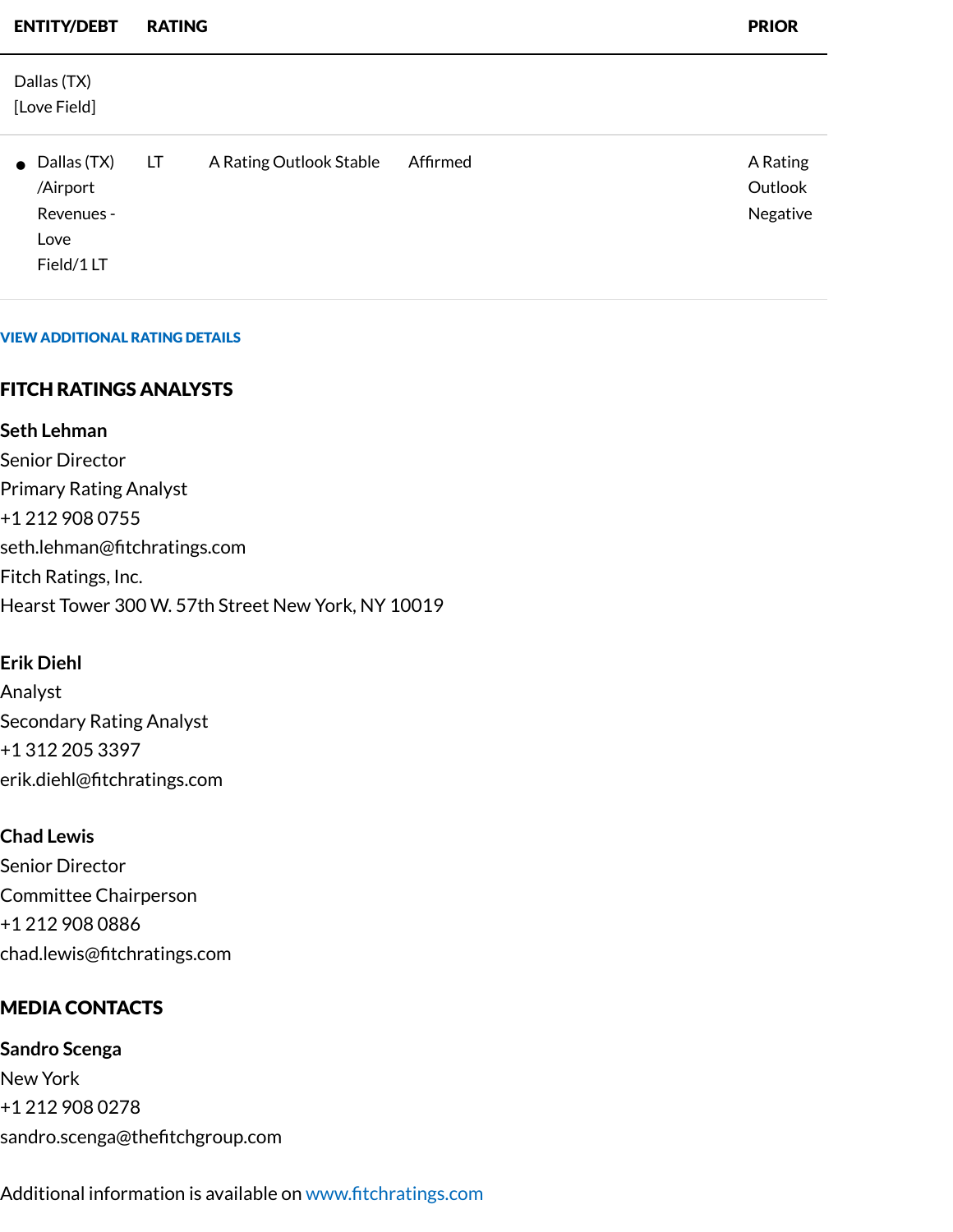| ENTITY/DEBT | RATING | | | PRIOR |
|---|---|---|---|---|
| Dallas (TX) [Love Field] | | | | |
| • Dallas (TX) /Airport Revenues - Love Field/1 LT | LT | A Rating Outlook Stable | Affirmed | A Rating Outlook Negative |

VIEW ADDITIONAL RATING DETAILS

## FITCH RATINGS ANALYSTS

**Seth Lehman**
Senior Director
Primary Rating Analyst
+1 212 908 0755
seth.lehman@fitchratings.com
Fitch Ratings, Inc.
Hearst Tower 300 W. 57th Street New York, NY 10019

**Erik Diehl**
Analyst
Secondary Rating Analyst
+1 312 205 3397
erik.diehl@fitchratings.com

**Chad Lewis**
Senior Director
Committee Chairperson
+1 212 908 0886
chad.lewis@fitchratings.com

## MEDIA CONTACTS

**Sandro Scenga**
New York
+1 212 908 0278
sandro.scenga@thefitchgroup.com

Additional information is available on www.fitchratings.com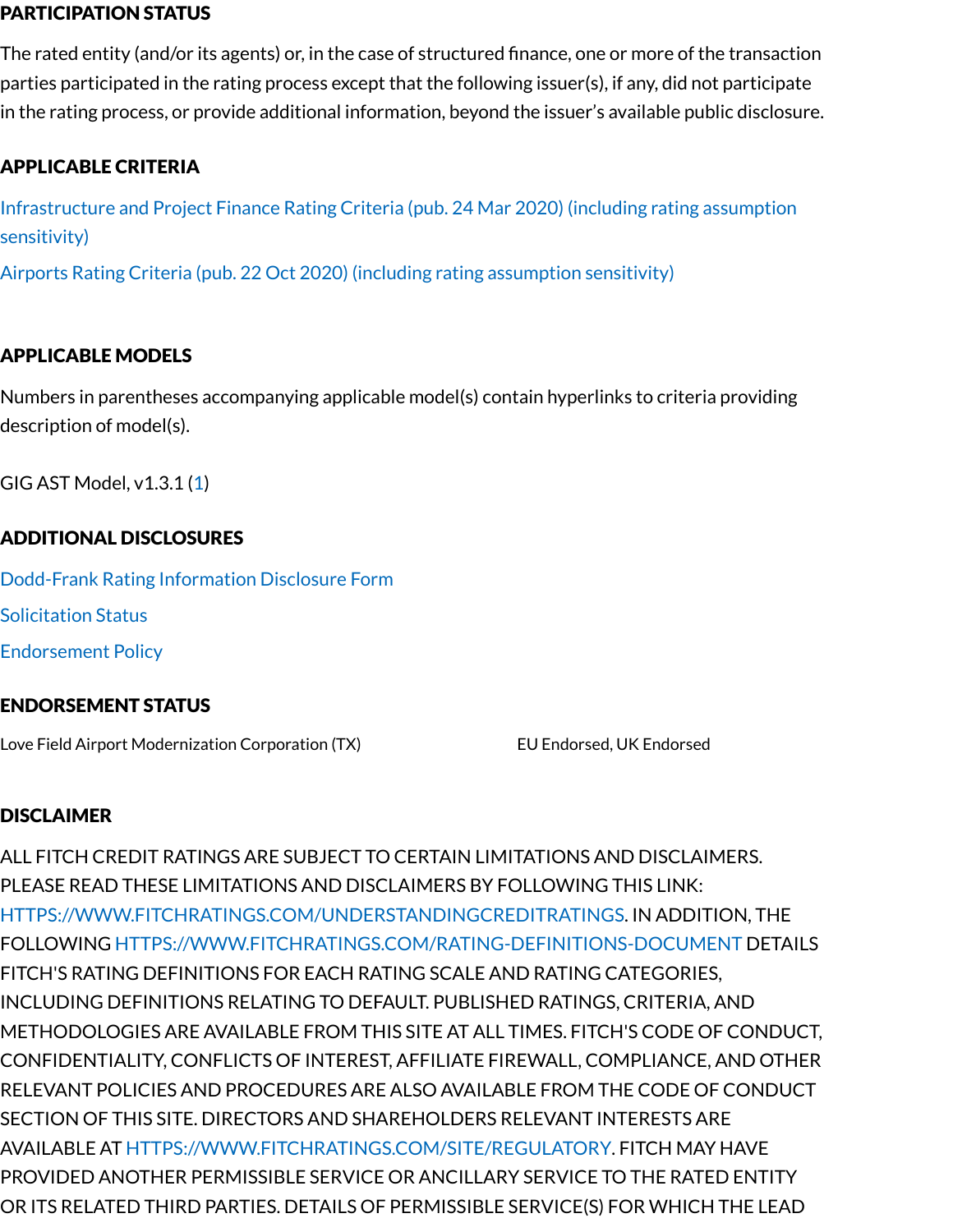## PARTICIPATION STATUS

The rated entity (and/or its agents) or, in the case of structured finance, one or more of the transaction parties participated in the rating process except that the following issuer(s), if any, did not participate in the rating process, or provide additional information, beyond the issuer's available public disclosure.

## APPLICABLE CRITERIA

Infrastructure and Project Finance Rating Criteria (pub. 24 Mar 2020) (including rating assumption sensitivity)

Airports Rating Criteria (pub. 22 Oct 2020) (including rating assumption sensitivity)

## APPLICABLE MODELS

Numbers in parentheses accompanying applicable model(s) contain hyperlinks to criteria providing description of model(s).

GIG AST Model, v1.3.1 (1)

## ADDITIONAL DISCLOSURES

Dodd-Frank Rating Information Disclosure Form

Solicitation Status

Endorsement Policy

## ENDORSEMENT STATUS

| | |
|---|---|
| Love Field Airport Modernization Corporation (TX) | EU Endorsed, UK Endorsed |

## DISCLAIMER

ALL FITCH CREDIT RATINGS ARE SUBJECT TO CERTAIN LIMITATIONS AND DISCLAIMERS. PLEASE READ THESE LIMITATIONS AND DISCLAIMERS BY FOLLOWING THIS LINK: HTTPS://WWW.FITCHRATINGS.COM/UNDERSTANDINGCREDITRATINGS. IN ADDITION, THE FOLLOWING HTTPS://WWW.FITCHRATINGS.COM/RATING-DEFINITIONS-DOCUMENT DETAILS FITCH'S RATING DEFINITIONS FOR EACH RATING SCALE AND RATING CATEGORIES, INCLUDING DEFINITIONS RELATING TO DEFAULT. PUBLISHED RATINGS, CRITERIA, AND METHODOLOGIES ARE AVAILABLE FROM THIS SITE AT ALL TIMES. FITCH'S CODE OF CONDUCT, CONFIDENTIALITY, CONFLICTS OF INTEREST, AFFILIATE FIREWALL, COMPLIANCE, AND OTHER RELEVANT POLICIES AND PROCEDURES ARE ALSO AVAILABLE FROM THE CODE OF CONDUCT SECTION OF THIS SITE. DIRECTORS AND SHAREHOLDERS RELEVANT INTERESTS ARE AVAILABLE AT HTTPS://WWW.FITCHRATINGS.COM/SITE/REGULATORY. FITCH MAY HAVE PROVIDED ANOTHER PERMISSIBLE SERVICE OR ANCILLARY SERVICE TO THE RATED ENTITY OR ITS RELATED THIRD PARTIES. DETAILS OF PERMISSIBLE SERVICE(S) FOR WHICH THE LEAD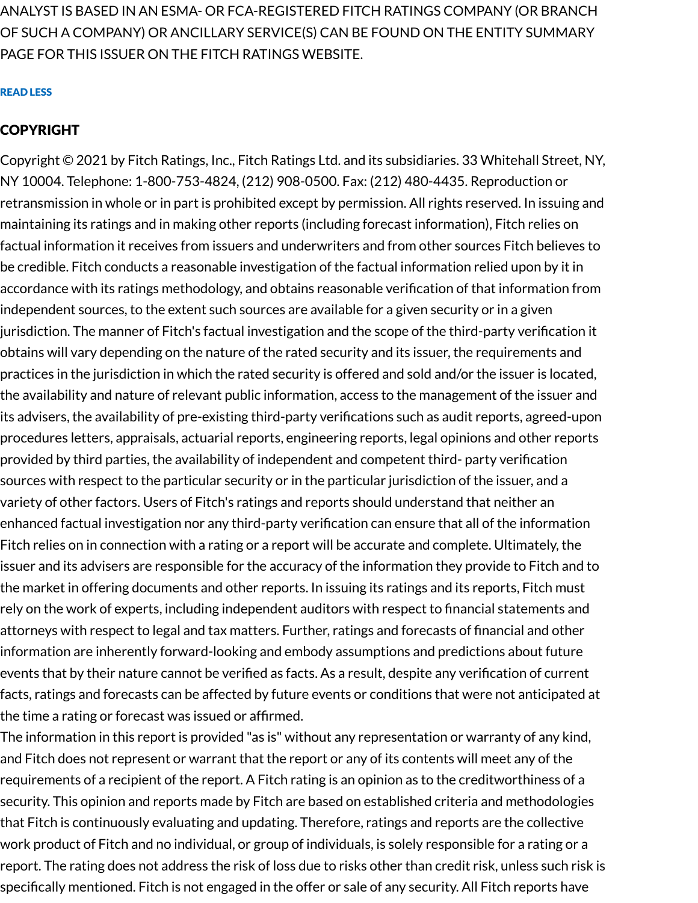ANALYST IS BASED IN AN ESMA- OR FCA-REGISTERED FITCH RATINGS COMPANY (OR BRANCH OF SUCH A COMPANY) OR ANCILLARY SERVICE(S) CAN BE FOUND ON THE ENTITY SUMMARY PAGE FOR THIS ISSUER ON THE FITCH RATINGS WEBSITE.

READ LESS

## COPYRIGHT

Copyright © 2021 by Fitch Ratings, Inc., Fitch Ratings Ltd. and its subsidiaries. 33 Whitehall Street, NY, NY 10004. Telephone: 1-800-753-4824, (212) 908-0500. Fax: (212) 480-4435. Reproduction or retransmission in whole or in part is prohibited except by permission. All rights reserved. In issuing and maintaining its ratings and in making other reports (including forecast information), Fitch relies on factual information it receives from issuers and underwriters and from other sources Fitch believes to be credible. Fitch conducts a reasonable investigation of the factual information relied upon by it in accordance with its ratings methodology, and obtains reasonable verification of that information from independent sources, to the extent such sources are available for a given security or in a given jurisdiction. The manner of Fitch's factual investigation and the scope of the third-party verification it obtains will vary depending on the nature of the rated security and its issuer, the requirements and practices in the jurisdiction in which the rated security is offered and sold and/or the issuer is located, the availability and nature of relevant public information, access to the management of the issuer and its advisers, the availability of pre-existing third-party verifications such as audit reports, agreed-upon procedures letters, appraisals, actuarial reports, engineering reports, legal opinions and other reports provided by third parties, the availability of independent and competent third- party verification sources with respect to the particular security or in the particular jurisdiction of the issuer, and a variety of other factors. Users of Fitch's ratings and reports should understand that neither an enhanced factual investigation nor any third-party verification can ensure that all of the information Fitch relies on in connection with a rating or a report will be accurate and complete. Ultimately, the issuer and its advisers are responsible for the accuracy of the information they provide to Fitch and to the market in offering documents and other reports. In issuing its ratings and its reports, Fitch must rely on the work of experts, including independent auditors with respect to financial statements and attorneys with respect to legal and tax matters. Further, ratings and forecasts of financial and other information are inherently forward-looking and embody assumptions and predictions about future events that by their nature cannot be verified as facts. As a result, despite any verification of current facts, ratings and forecasts can be affected by future events or conditions that were not anticipated at the time a rating or forecast was issued or affirmed.

The information in this report is provided "as is" without any representation or warranty of any kind, and Fitch does not represent or warrant that the report or any of its contents will meet any of the requirements of a recipient of the report. A Fitch rating is an opinion as to the creditworthiness of a security. This opinion and reports made by Fitch are based on established criteria and methodologies that Fitch is continuously evaluating and updating. Therefore, ratings and reports are the collective work product of Fitch and no individual, or group of individuals, is solely responsible for a rating or a report. The rating does not address the risk of loss due to risks other than credit risk, unless such risk is specifically mentioned. Fitch is not engaged in the offer or sale of any security. All Fitch reports have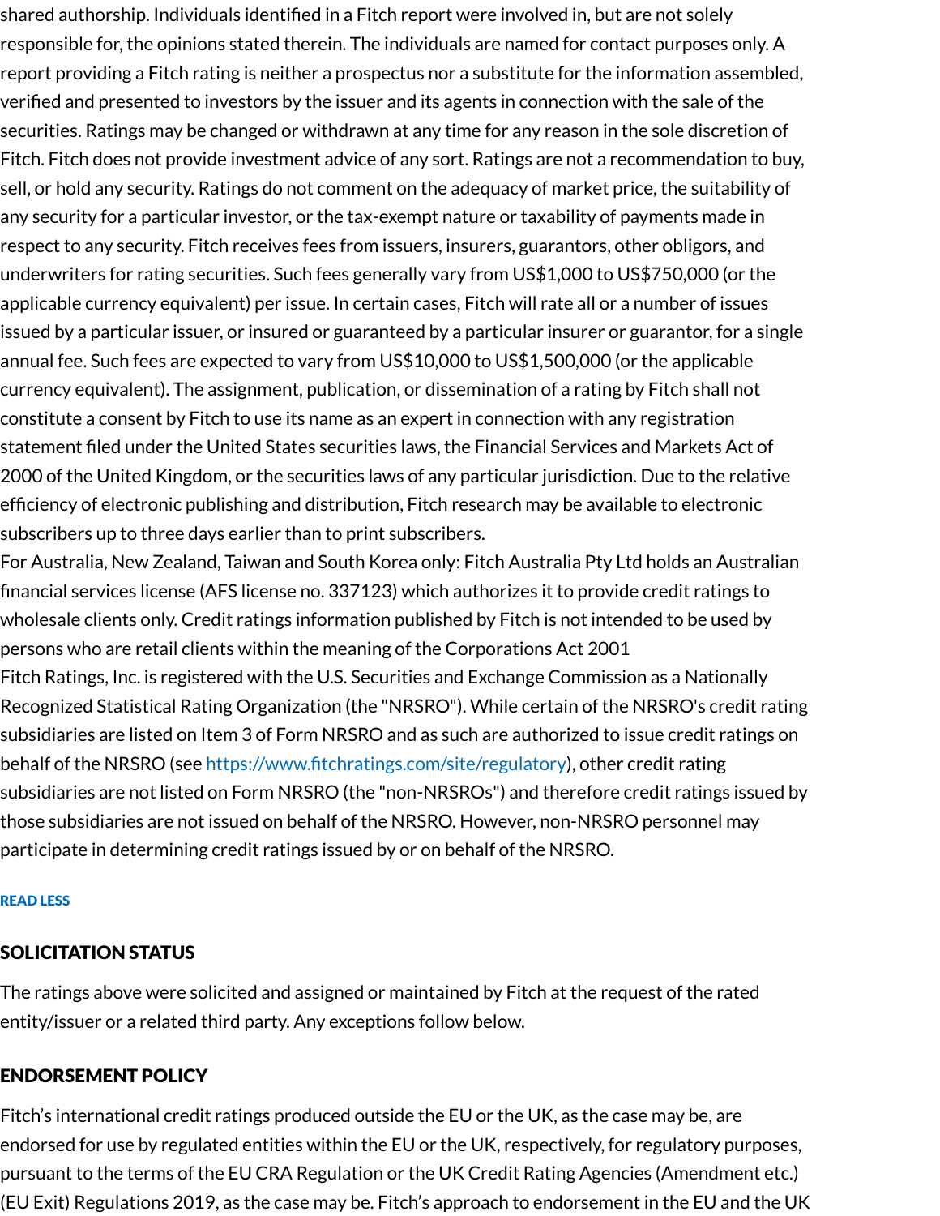shared authorship. Individuals identified in a Fitch report were involved in, but are not solely responsible for, the opinions stated therein. The individuals are named for contact purposes only. A report providing a Fitch rating is neither a prospectus nor a substitute for the information assembled, verified and presented to investors by the issuer and its agents in connection with the sale of the securities. Ratings may be changed or withdrawn at any time for any reason in the sole discretion of Fitch. Fitch does not provide investment advice of any sort. Ratings are not a recommendation to buy, sell, or hold any security. Ratings do not comment on the adequacy of market price, the suitability of any security for a particular investor, or the tax-exempt nature or taxability of payments made in respect to any security. Fitch receives fees from issuers, insurers, guarantors, other obligors, and underwriters for rating securities. Such fees generally vary from US$1,000 to US$750,000 (or the applicable currency equivalent) per issue. In certain cases, Fitch will rate all or a number of issues issued by a particular issuer, or insured or guaranteed by a particular insurer or guarantor, for a single annual fee. Such fees are expected to vary from US$10,000 to US$1,500,000 (or the applicable currency equivalent). The assignment, publication, or dissemination of a rating by Fitch shall not constitute a consent by Fitch to use its name as an expert in connection with any registration statement filed under the United States securities laws, the Financial Services and Markets Act of 2000 of the United Kingdom, or the securities laws of any particular jurisdiction. Due to the relative efficiency of electronic publishing and distribution, Fitch research may be available to electronic subscribers up to three days earlier than to print subscribers.

For Australia, New Zealand, Taiwan and South Korea only: Fitch Australia Pty Ltd holds an Australian financial services license (AFS license no. 337123) which authorizes it to provide credit ratings to wholesale clients only. Credit ratings information published by Fitch is not intended to be used by persons who are retail clients within the meaning of the Corporations Act 2001

Fitch Ratings, Inc. is registered with the U.S. Securities and Exchange Commission as a Nationally Recognized Statistical Rating Organization (the "NRSRO"). While certain of the NRSRO's credit rating subsidiaries are listed on Item 3 of Form NRSRO and as such are authorized to issue credit ratings on behalf of the NRSRO (see https://www.fitchratings.com/site/regulatory), other credit rating subsidiaries are not listed on Form NRSRO (the "non-NRSROs") and therefore credit ratings issued by those subsidiaries are not issued on behalf of the NRSRO. However, non-NRSRO personnel may participate in determining credit ratings issued by or on behalf of the NRSRO.

READ LESS

## SOLICITATION STATUS

The ratings above were solicited and assigned or maintained by Fitch at the request of the rated entity/issuer or a related third party. Any exceptions follow below.

## ENDORSEMENT POLICY

Fitch's international credit ratings produced outside the EU or the UK, as the case may be, are endorsed for use by regulated entities within the EU or the UK, respectively, for regulatory purposes, pursuant to the terms of the EU CRA Regulation or the UK Credit Rating Agencies (Amendment etc.) (EU Exit) Regulations 2019, as the case may be. Fitch's approach to endorsement in the EU and the UK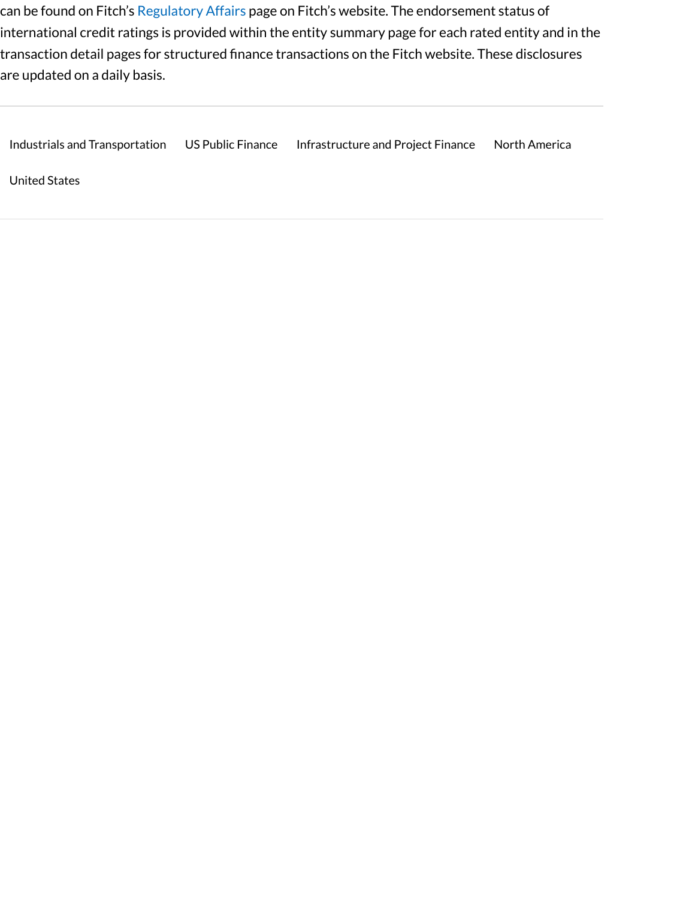can be found on Fitch's Regulatory Affairs page on Fitch's website. The endorsement status of international credit ratings is provided within the entity summary page for each rated entity and in the transaction detail pages for structured finance transactions on the Fitch website. These disclosures are updated on a daily basis.

---

Industrials and Transportation US Public Finance Infrastructure and Project Finance North America

United States